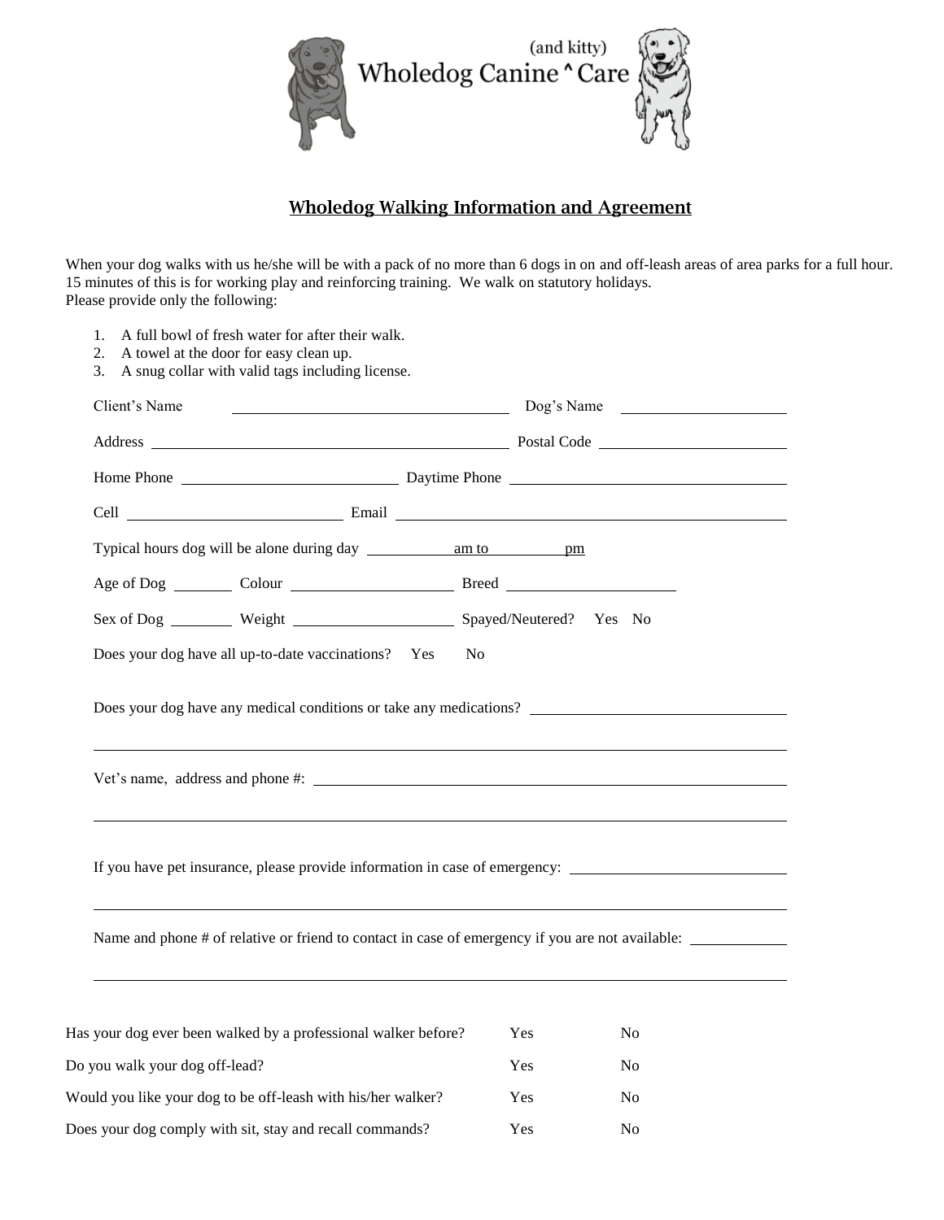(and kitty)
Wholedog Canine ^ Care

## Wholedog Walking Information and Agreement

When your dog walks with us he/she will be with a pack of no more than 6 dogs in on and off-leash areas of area parks for a full hour. 15 minutes of this is for working play and reinforcing training. We walk on statutory holidays.
Please provide only the following:

1. A full bowl of fresh water for after their walk.
2. A towel at the door for easy clean up.
3. A snug collar with valid tags including license.

Client's Name ______________________ Dog's Name ______________________

Address ______________________ Postal Code ______________________

Home Phone ______________________ Daytime Phone ______________________

Cell ______________________ Email ______________________

Typical hours dog will be alone during day ________ am to ________ pm

Age of Dog ________ Colour ______________________ Breed ______________________

Sex of Dog ________ Weight ______________________ Spayed/Neutered? Yes No

Does your dog have all up-to-date vaccinations? Yes No

Does your dog have any medical conditions or take any medications? ______________________

______________________

Vet's name, address and phone #: ______________________

______________________

If you have pet insurance, please provide information in case of emergency: ______________________

______________________

Name and phone # of relative or friend to contact in case of emergency if you are not available: ______________________

______________________

| | | |
|---|---|---|
| Has your dog ever been walked by a professional walker before? | Yes | No |
| Do you walk your dog off-lead? | Yes | No |
| Would you like your dog to be off-leash with his/her walker? | Yes | No |
| Does your dog comply with sit, stay and recall commands? | Yes | No |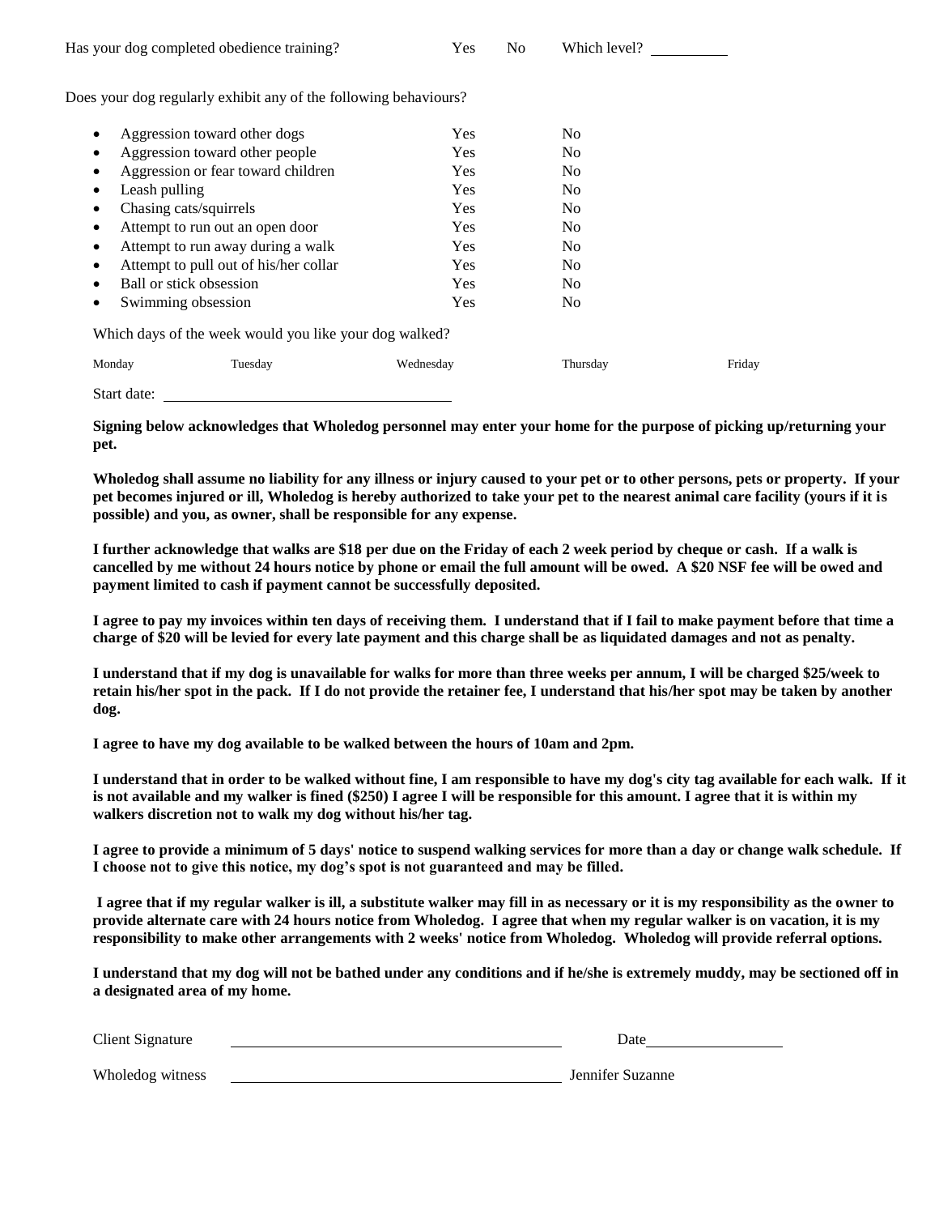Has your dog completed obedience training? Yes No Which level? __________

Does your dog regularly exhibit any of the following behaviours?

| | | |
|---|---|---|
| • Aggression toward other dogs | Yes | No |
| • Aggression toward other people | Yes | No |
| • Aggression or fear toward children | Yes | No |
| • Leash pulling | Yes | No |
| • Chasing cats/squirrels | Yes | No |
| • Attempt to run out an open door | Yes | No |
| • Attempt to run away during a walk | Yes | No |
| • Attempt to pull out of his/her collar | Yes | No |
| • Ball or stick obsession | Yes | No |
| • Swimming obsession | Yes | No |

Which days of the week would you like your dog walked?

Monday Tuesday Wednesday Thursday Friday

Start date: ______________________________

**Signing below acknowledges that Wholedog personnel may enter your home for the purpose of picking up/returning your pet.**

**Wholedog shall assume no liability for any illness or injury caused to your pet or to other persons, pets or property. If your pet becomes injured or ill, Wholedog is hereby authorized to take your pet to the nearest animal care facility (yours if it is possible) and you, as owner, shall be responsible for any expense.**

**I further acknowledge that walks are $18 per due on the Friday of each 2 week period by cheque or cash. If a walk is cancelled by me without 24 hours notice by phone or email the full amount will be owed. A $20 NSF fee will be owed and payment limited to cash if payment cannot be successfully deposited.**

**I agree to pay my invoices within ten days of receiving them. I understand that if I fail to make payment before that time a charge of $20 will be levied for every late payment and this charge shall be as liquidated damages and not as penalty.**

**I understand that if my dog is unavailable for walks for more than three weeks per annum, I will be charged $25/week to retain his/her spot in the pack. If I do not provide the retainer fee, I understand that his/her spot may be taken by another dog.**

**I agree to have my dog available to be walked between the hours of 10am and 2pm.**

**I understand that in order to be walked without fine, I am responsible to have my dog's city tag available for each walk. If it is not available and my walker is fined ($250) I agree I will be responsible for this amount. I agree that it is within my walkers discretion not to walk my dog without his/her tag.**

**I agree to provide a minimum of 5 days' notice to suspend walking services for more than a day or change walk schedule. If I choose not to give this notice, my dog's spot is not guaranteed and may be filled.**

**I agree that if my regular walker is ill, a substitute walker may fill in as necessary or it is my responsibility as the owner to provide alternate care with 24 hours notice from Wholedog. I agree that when my regular walker is on vacation, it is my responsibility to make other arrangements with 2 weeks' notice from Wholedog. Wholedog will provide referral options.**

**I understand that my dog will not be bathed under any conditions and if he/she is extremely muddy, may be sectioned off in a designated area of my home.**

Client Signature ______________________________ Date__________________

Wholedog witness ______________________________ Jennifer Suzanne